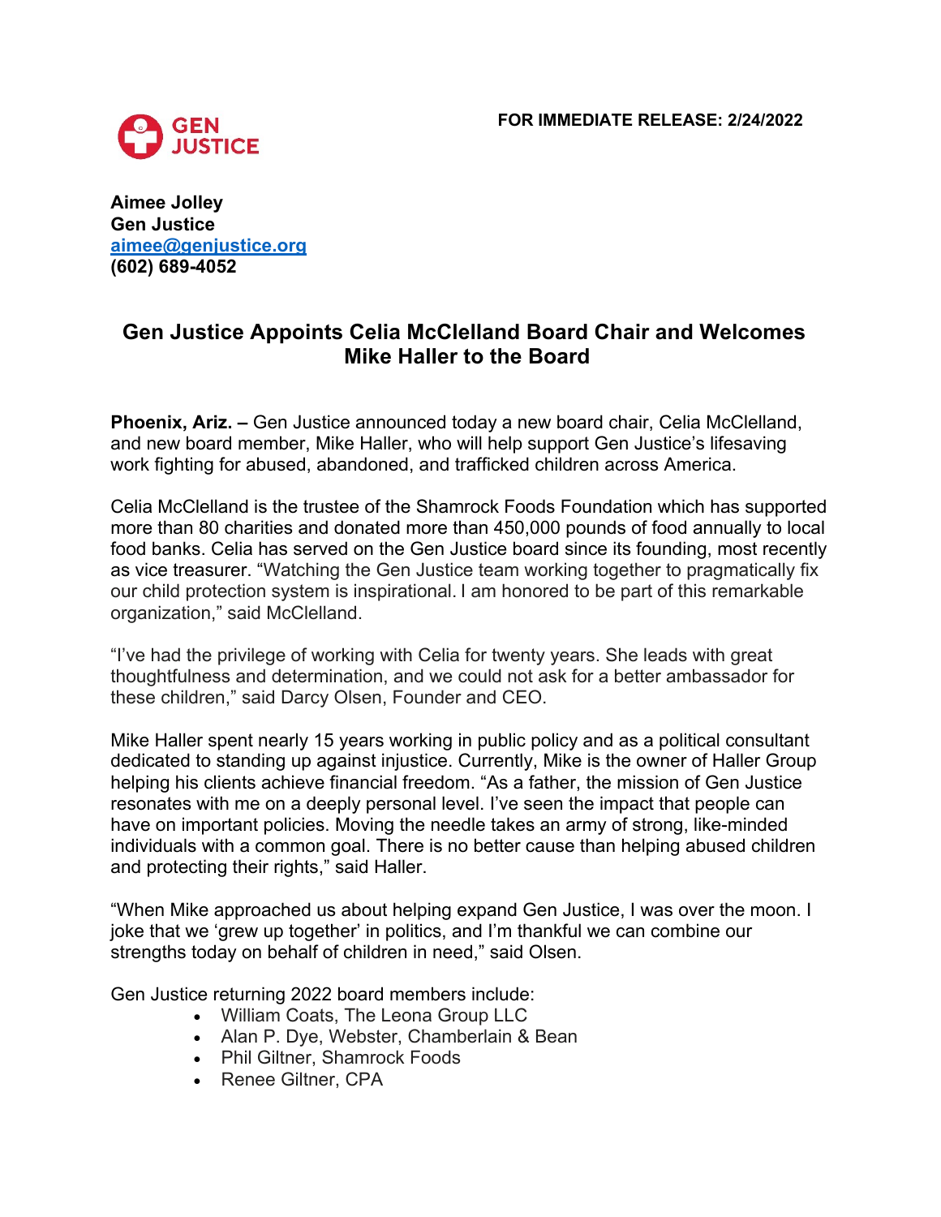GEN JUSTICE

**FOR IMMEDIATE RELEASE: 2/24/2022**

**Aimee Jolley**
**Gen Justice**
**aimee@genjustice.org**
**(602) 689-4052**

## Gen Justice Appoints Celia McClelland Board Chair and Welcomes Mike Haller to the Board

**Phoenix, Ariz. –** Gen Justice announced today a new board chair, Celia McClelland, and new board member, Mike Haller, who will help support Gen Justice's lifesaving work fighting for abused, abandoned, and trafficked children across America.

Celia McClelland is the trustee of the Shamrock Foods Foundation which has supported more than 80 charities and donated more than 450,000 pounds of food annually to local food banks. Celia has served on the Gen Justice board since its founding, most recently as vice treasurer. "Watching the Gen Justice team working together to pragmatically fix our child protection system is inspirational. I am honored to be part of this remarkable organization," said McClelland.

"I've had the privilege of working with Celia for twenty years. She leads with great thoughtfulness and determination, and we could not ask for a better ambassador for these children," said Darcy Olsen, Founder and CEO.

Mike Haller spent nearly 15 years working in public policy and as a political consultant dedicated to standing up against injustice. Currently, Mike is the owner of Haller Group helping his clients achieve financial freedom. "As a father, the mission of Gen Justice resonates with me on a deeply personal level. I've seen the impact that people can have on important policies. Moving the needle takes an army of strong, like-minded individuals with a common goal. There is no better cause than helping abused children and protecting their rights," said Haller.

"When Mike approached us about helping expand Gen Justice, I was over the moon. I joke that we 'grew up together' in politics, and I'm thankful we can combine our strengths today on behalf of children in need," said Olsen.

Gen Justice returning 2022 board members include:

- William Coats, The Leona Group LLC
- Alan P. Dye, Webster, Chamberlain & Bean
- Phil Giltner, Shamrock Foods
- Renee Giltner, CPA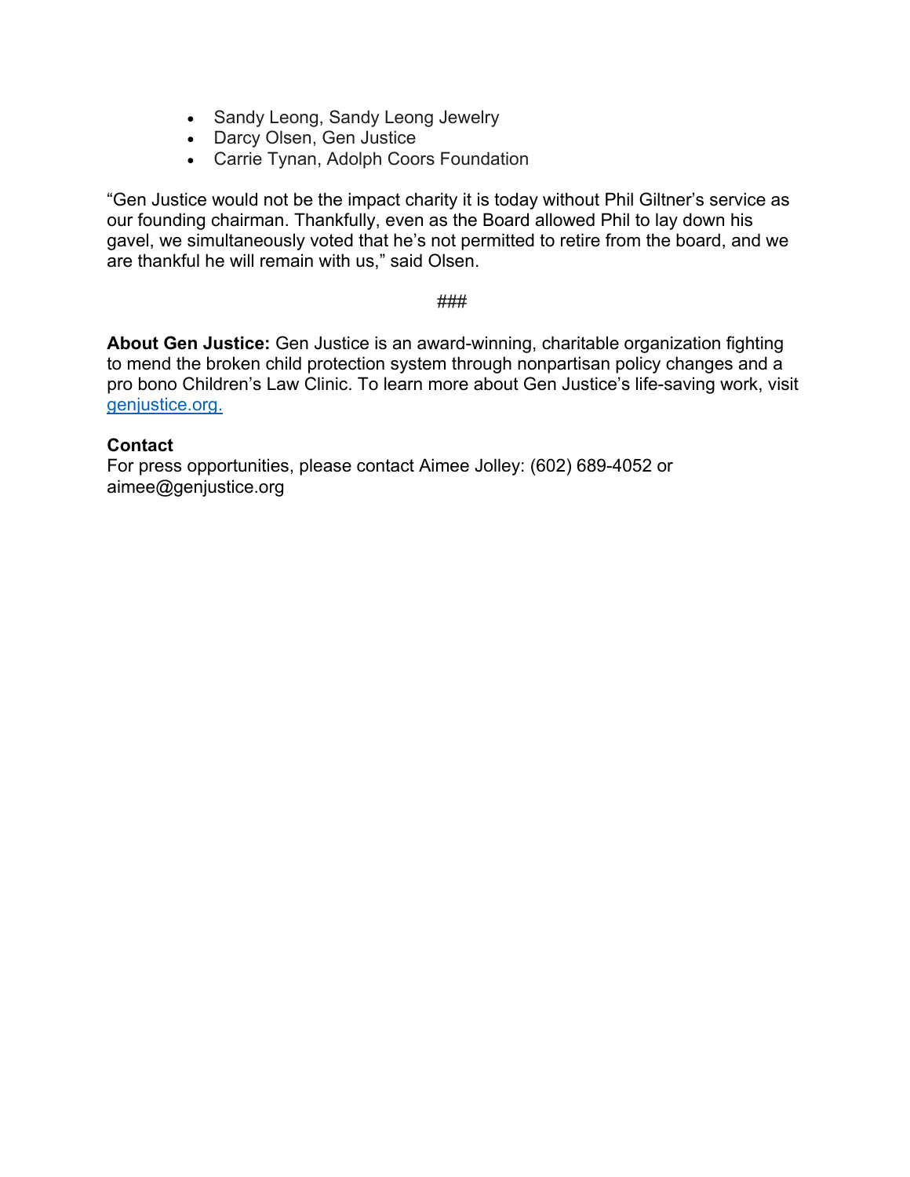- Sandy Leong, Sandy Leong Jewelry
- Darcy Olsen, Gen Justice
- Carrie Tynan, Adolph Coors Foundation

"Gen Justice would not be the impact charity it is today without Phil Giltner's service as our founding chairman. Thankfully, even as the Board allowed Phil to lay down his gavel, we simultaneously voted that he's not permitted to retire from the board, and we are thankful he will remain with us," said Olsen.

###

**About Gen Justice:** Gen Justice is an award-winning, charitable organization fighting to mend the broken child protection system through nonpartisan policy changes and a pro bono Children's Law Clinic. To learn more about Gen Justice's life-saving work, visit [genjustice.org.](https://genjustice.org)

**Contact**
For press opportunities, please contact Aimee Jolley: (602) 689-4052 or aimee@genjustice.org